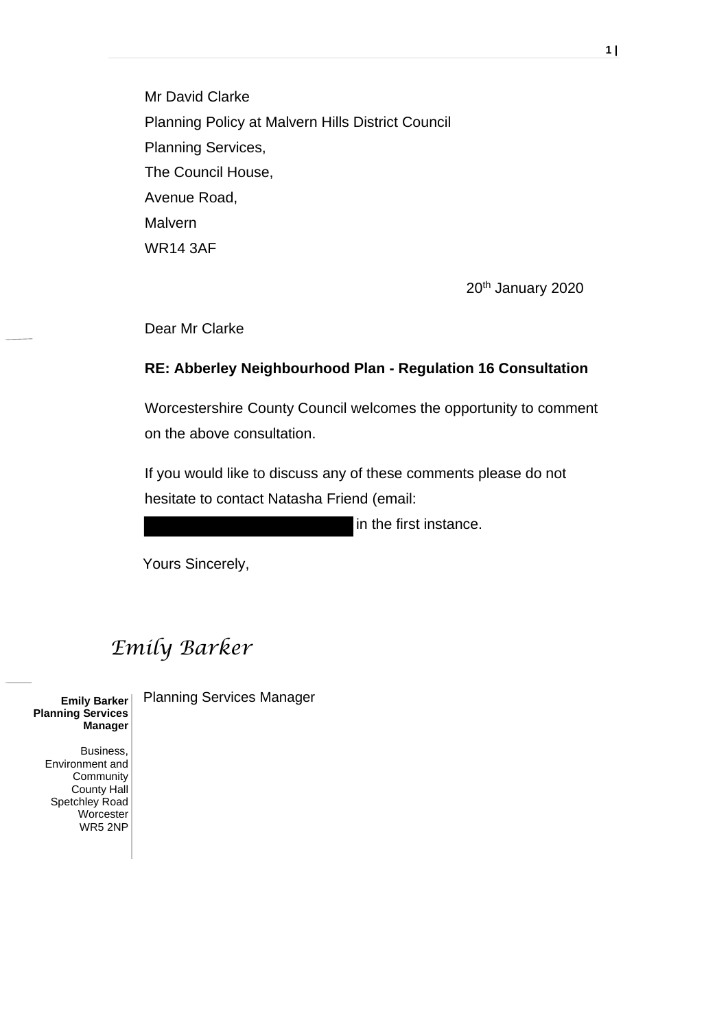Mr David Clarke
Planning Policy at Malvern Hills District Council
Planning Services,
The Council House,
Avenue Road,
Malvern
WR14 3AF

20th January 2020

Dear Mr Clarke

**RE: Abberley Neighbourhood Plan - Regulation 16 Consultation**

Worcestershire County Council welcomes the opportunity to comment on the above consultation.

If you would like to discuss any of these comments please do not hesitate to contact Natasha Friend (email: [REDACTED] in the first instance.

Yours Sincerely,

*Emily Barker*

Planning Services Manager

**Emily Barker**
**Planning Services Manager**

Business, Environment and Community
County Hall
Spetchley Road
Worcester
WR5 2NP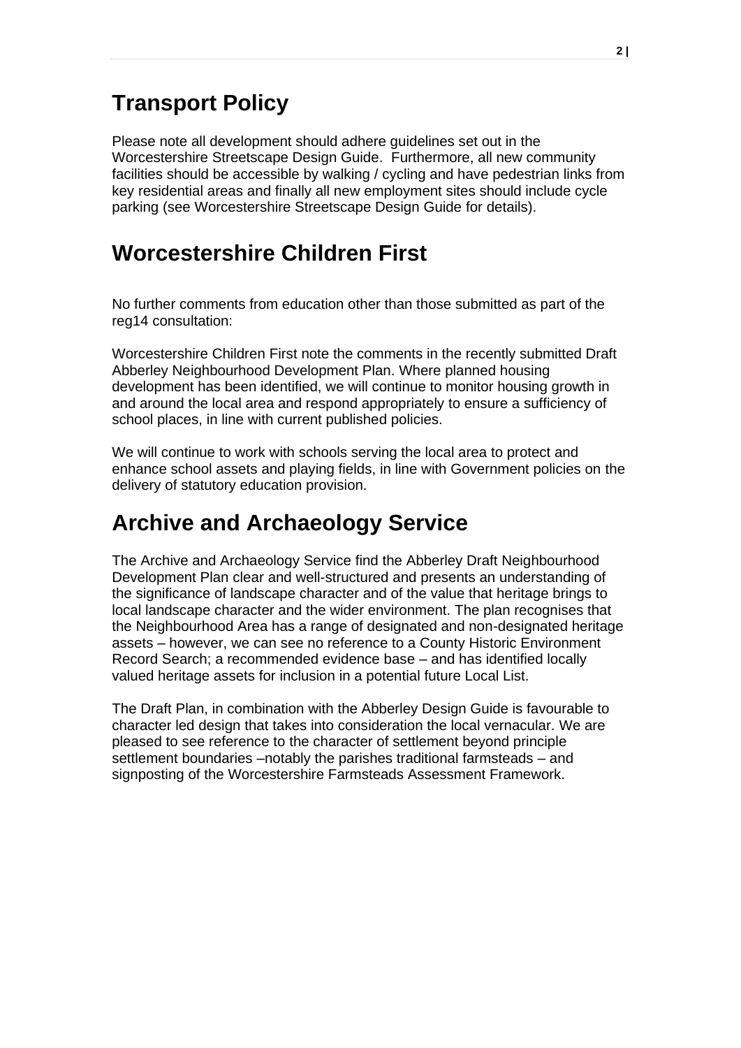## Transport Policy

Please note all development should adhere guidelines set out in the Worcestershire Streetscape Design Guide. Furthermore, all new community facilities should be accessible by walking / cycling and have pedestrian links from key residential areas and finally all new employment sites should include cycle parking (see Worcestershire Streetscape Design Guide for details).

## Worcestershire Children First

No further comments from education other than those submitted as part of the reg14 consultation:

Worcestershire Children First note the comments in the recently submitted Draft Abberley Neighbourhood Development Plan. Where planned housing development has been identified, we will continue to monitor housing growth in and around the local area and respond appropriately to ensure a sufficiency of school places, in line with current published policies.

We will continue to work with schools serving the local area to protect and enhance school assets and playing fields, in line with Government policies on the delivery of statutory education provision.

## Archive and Archaeology Service

The Archive and Archaeology Service find the Abberley Draft Neighbourhood Development Plan clear and well-structured and presents an understanding of the significance of landscape character and of the value that heritage brings to local landscape character and the wider environment. The plan recognises that the Neighbourhood Area has a range of designated and non-designated heritage assets – however, we can see no reference to a County Historic Environment Record Search; a recommended evidence base – and has identified locally valued heritage assets for inclusion in a potential future Local List.

The Draft Plan, in combination with the Abberley Design Guide is favourable to character led design that takes into consideration the local vernacular. We are pleased to see reference to the character of settlement beyond principle settlement boundaries –notably the parishes traditional farmsteads – and signposting of the Worcestershire Farmsteads Assessment Framework.